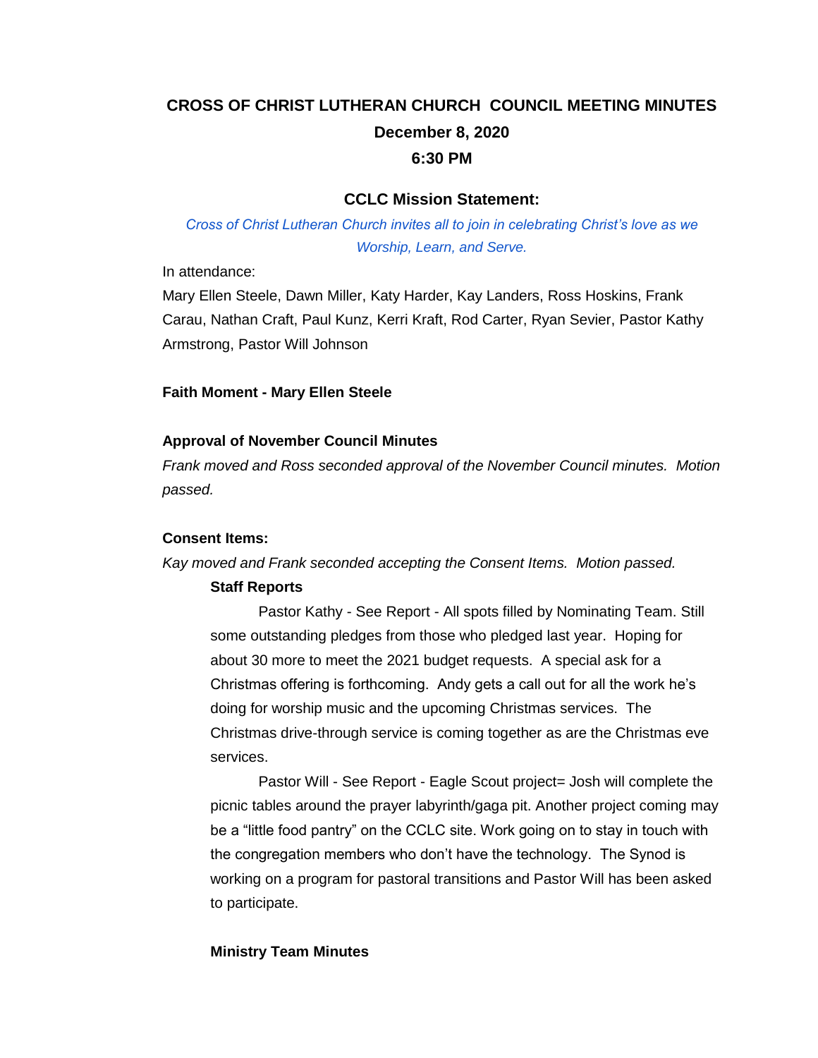# CROSS OF CHRIST LUTHERAN CHURCH COUNCIL MEETING MINUTES

**December 8, 2020**

**6:30 PM**

## CCLC Mission Statement:

*Cross of Christ Lutheran Church invites all to join in celebrating Christ's love as we Worship, Learn, and Serve.*

In attendance:

Mary Ellen Steele, Dawn Miller, Katy Harder, Kay Landers, Ross Hoskins, Frank Carau, Nathan Craft, Paul Kunz, Kerri Kraft, Rod Carter, Ryan Sevier, Pastor Kathy Armstrong, Pastor Will Johnson

**Faith Moment - Mary Ellen Steele**

**Approval of November Council Minutes**

*Frank moved and Ross seconded approval of the November Council minutes. Motion passed.*

**Consent Items:**

*Kay moved and Frank seconded accepting the Consent Items. Motion passed.*

**Staff Reports**

Pastor Kathy - See Report - All spots filled by Nominating Team. Still some outstanding pledges from those who pledged last year. Hoping for about 30 more to meet the 2021 budget requests. A special ask for a Christmas offering is forthcoming. Andy gets a call out for all the work he's doing for worship music and the upcoming Christmas services. The Christmas drive-through service is coming together as are the Christmas eve services.

Pastor Will - See Report - Eagle Scout project= Josh will complete the picnic tables around the prayer labyrinth/gaga pit. Another project coming may be a "little food pantry" on the CCLC site. Work going on to stay in touch with the congregation members who don't have the technology. The Synod is working on a program for pastoral transitions and Pastor Will has been asked to participate.

**Ministry Team Minutes**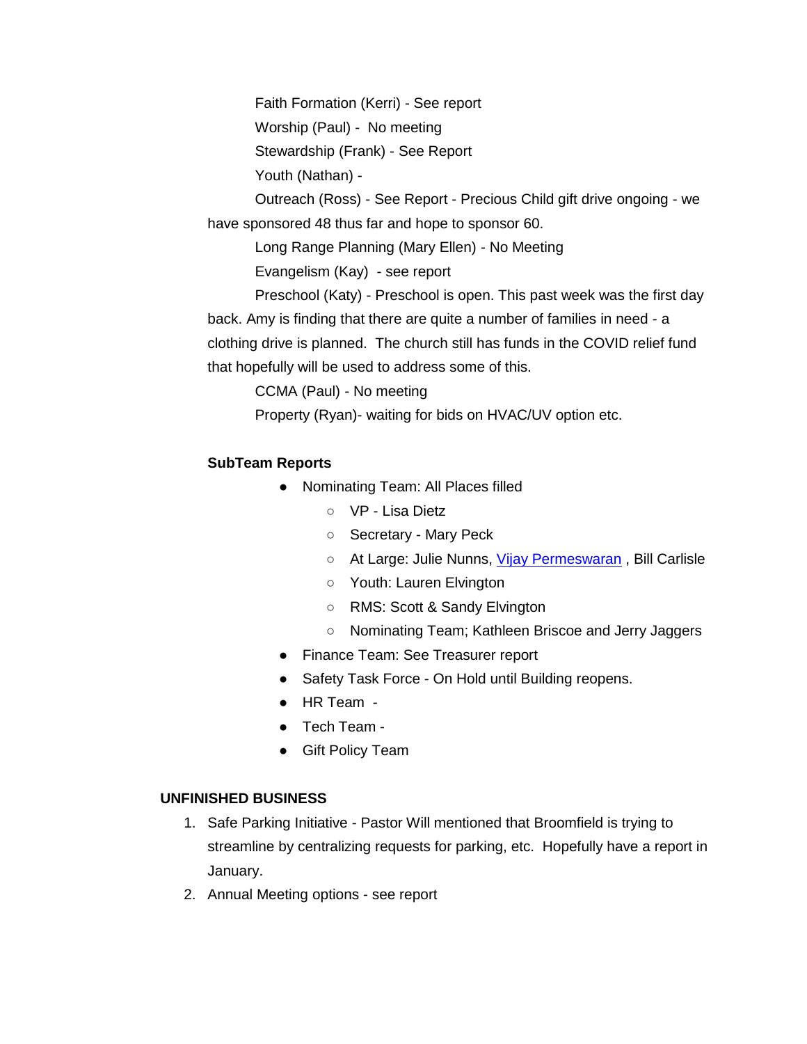Faith Formation (Kerri) - See report

Worship (Paul) - No meeting

Stewardship (Frank) - See Report

Youth (Nathan) -

Outreach (Ross) - See Report - Precious Child gift drive ongoing - we have sponsored 48 thus far and hope to sponsor 60.

Long Range Planning (Mary Ellen) - No Meeting

Evangelism (Kay) - see report

Preschool (Katy) - Preschool is open. This past week was the first day back. Amy is finding that there are quite a number of families in need - a clothing drive is planned. The church still has funds in the COVID relief fund that hopefully will be used to address some of this.

CCMA (Paul) - No meeting

Property (Ryan)- waiting for bids on HVAC/UV option etc.

**SubTeam Reports**

- Nominating Team: All Places filled
  - VP - Lisa Dietz
  - Secretary - Mary Peck
  - At Large: Julie Nunns, Vijay Permeswaran , Bill Carlisle
  - Youth: Lauren Elvington
  - RMS: Scott & Sandy Elvington
  - Nominating Team; Kathleen Briscoe and Jerry Jaggers
- Finance Team: See Treasurer report
- Safety Task Force - On Hold until Building reopens.
- HR Team -
- Tech Team -
- Gift Policy Team

**UNFINISHED BUSINESS**

1. Safe Parking Initiative - Pastor Will mentioned that Broomfield is trying to streamline by centralizing requests for parking, etc. Hopefully have a report in January.
2. Annual Meeting options - see report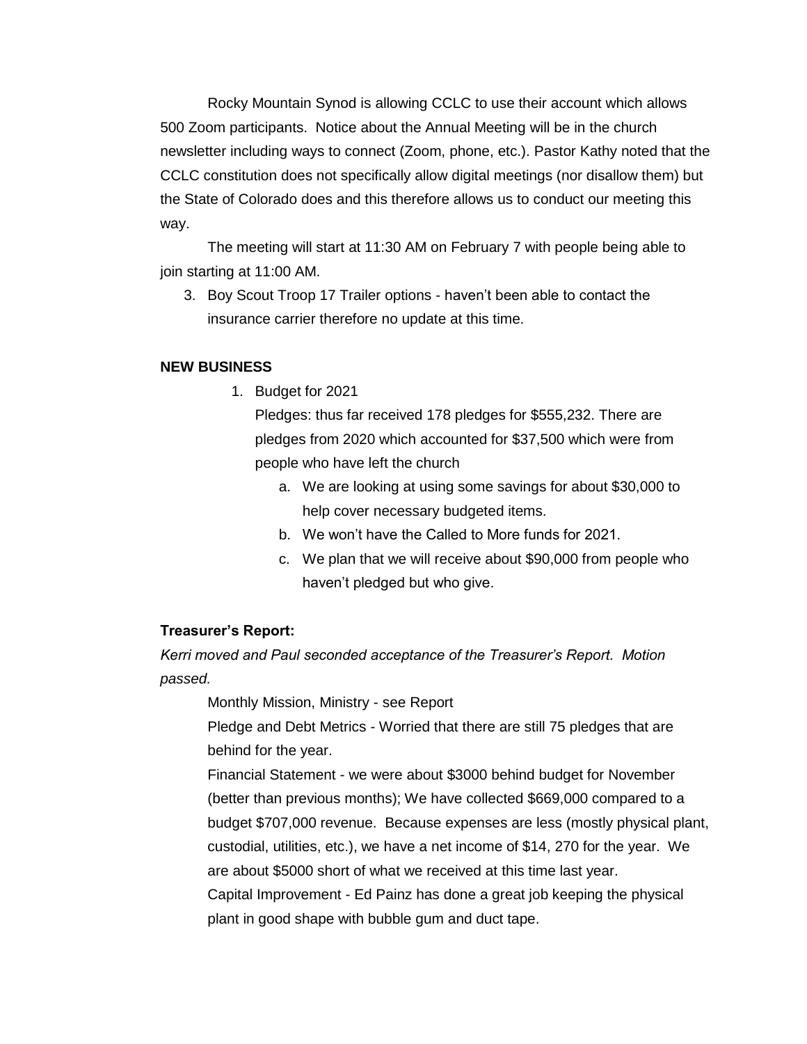Rocky Mountain Synod is allowing CCLC to use their account which allows 500 Zoom participants. Notice about the Annual Meeting will be in the church newsletter including ways to connect (Zoom, phone, etc.). Pastor Kathy noted that the CCLC constitution does not specifically allow digital meetings (nor disallow them) but the State of Colorado does and this therefore allows us to conduct our meeting this way.

The meeting will start at 11:30 AM on February 7 with people being able to join starting at 11:00 AM.

3. Boy Scout Troop 17 Trailer options - haven't been able to contact the insurance carrier therefore no update at this time.

**NEW BUSINESS**

1. Budget for 2021

   Pledges: thus far received 178 pledges for $555,232. There are pledges from 2020 which accounted for $37,500 which were from people who have left the church

   a. We are looking at using some savings for about $30,000 to help cover necessary budgeted items.
   b. We won't have the Called to More funds for 2021.
   c. We plan that we will receive about $90,000 from people who haven't pledged but who give.

**Treasurer's Report:**

*Kerri moved and Paul seconded acceptance of the Treasurer's Report. Motion passed.*

Monthly Mission, Ministry - see Report

Pledge and Debt Metrics - Worried that there are still 75 pledges that are behind for the year.

Financial Statement - we were about $3000 behind budget for November (better than previous months); We have collected $669,000 compared to a budget $707,000 revenue. Because expenses are less (mostly physical plant, custodial, utilities, etc.), we have a net income of $14, 270 for the year. We are about $5000 short of what we received at this time last year.

Capital Improvement - Ed Painz has done a great job keeping the physical plant in good shape with bubble gum and duct tape.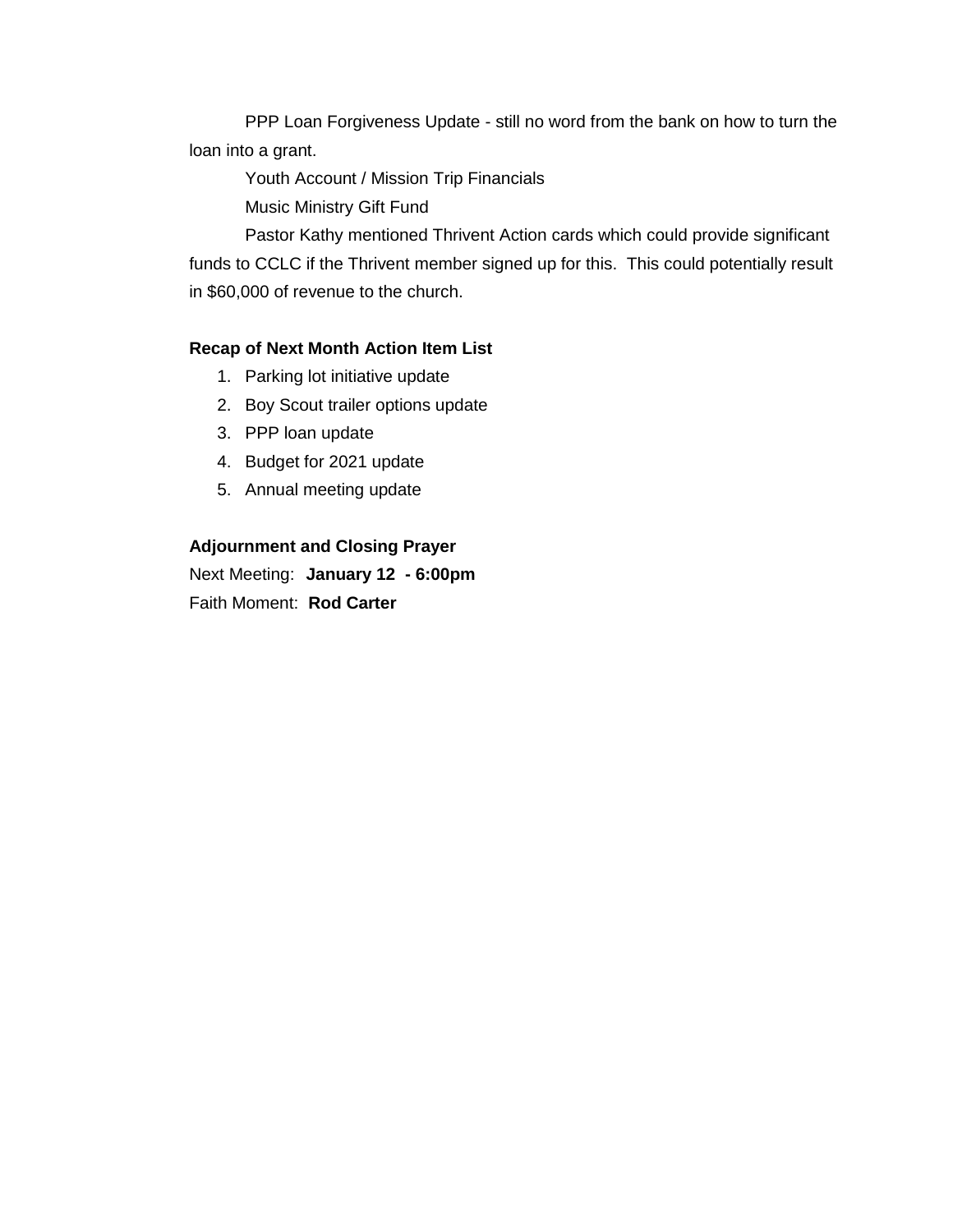PPP Loan Forgiveness Update - still no word from the bank on how to turn the loan into a grant.

Youth Account / Mission Trip Financials

Music Ministry Gift Fund

Pastor Kathy mentioned Thrivent Action cards which could provide significant funds to CCLC if the Thrivent member signed up for this. This could potentially result in $60,000 of revenue to the church.

**Recap of Next Month Action Item List**

1. Parking lot initiative update
2. Boy Scout trailer options update
3. PPP loan update
4. Budget for 2021 update
5. Annual meeting update

**Adjournment and Closing Prayer**

Next Meeting: **January 12 - 6:00pm**

Faith Moment: **Rod Carter**